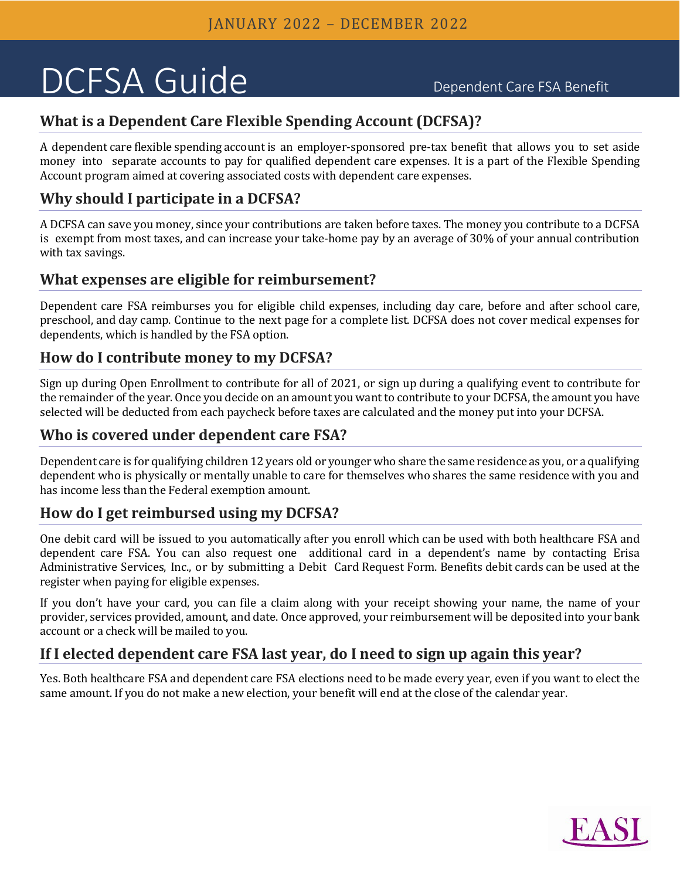JANUARY 2022 – DECEMBER 2022

# DCFSA Guide

Dependent Care FSA Benefit

## What is a Dependent Care Flexible Spending Account (DCFSA)?

A dependent care flexible spending account is an employer-sponsored pre-tax benefit that allows you to set aside money into separate accounts to pay for qualified dependent care expenses. It is a part of the Flexible Spending Account program aimed at covering associated costs with dependent care expenses.

## Why should I participate in a DCFSA?

A DCFSA can save you money, since your contributions are taken before taxes. The money you contribute to a DCFSA is exempt from most taxes, and can increase your take-home pay by an average of 30% of your annual contribution with tax savings.

## What expenses are eligible for reimbursement?

Dependent care FSA reimburses you for eligible child expenses, including day care, before and after school care, preschool, and day camp. Continue to the next page for a complete list. DCFSA does not cover medical expenses for dependents, which is handled by the FSA option.

## How do I contribute money to my DCFSA?

Sign up during Open Enrollment to contribute for all of 2021, or sign up during a qualifying event to contribute for the remainder of the year. Once you decide on an amount you want to contribute to your DCFSA, the amount you have selected will be deducted from each paycheck before taxes are calculated and the money put into your DCFSA.

## Who is covered under dependent care FSA?

Dependent care is for qualifying children 12 years old or younger who share the same residence as you, or a qualifying dependent who is physically or mentally unable to care for themselves who shares the same residence with you and has income less than the Federal exemption amount.

## How do I get reimbursed using my DCFSA?

One debit card will be issued to you automatically after you enroll which can be used with both healthcare FSA and dependent care FSA. You can also request one additional card in a dependent's name by contacting Erisa Administrative Services, Inc., or by submitting a Debit Card Request Form. Benefits debit cards can be used at the register when paying for eligible expenses.

If you don't have your card, you can file a claim along with your receipt showing your name, the name of your provider, services provided, amount, and date. Once approved, your reimbursement will be deposited into your bank account or a check will be mailed to you.

## If I elected dependent care FSA last year, do I need to sign up again this year?

Yes. Both healthcare FSA and dependent care FSA elections need to be made every year, even if you want to elect the same amount. If you do not make a new election, your benefit will end at the close of the calendar year.

EASI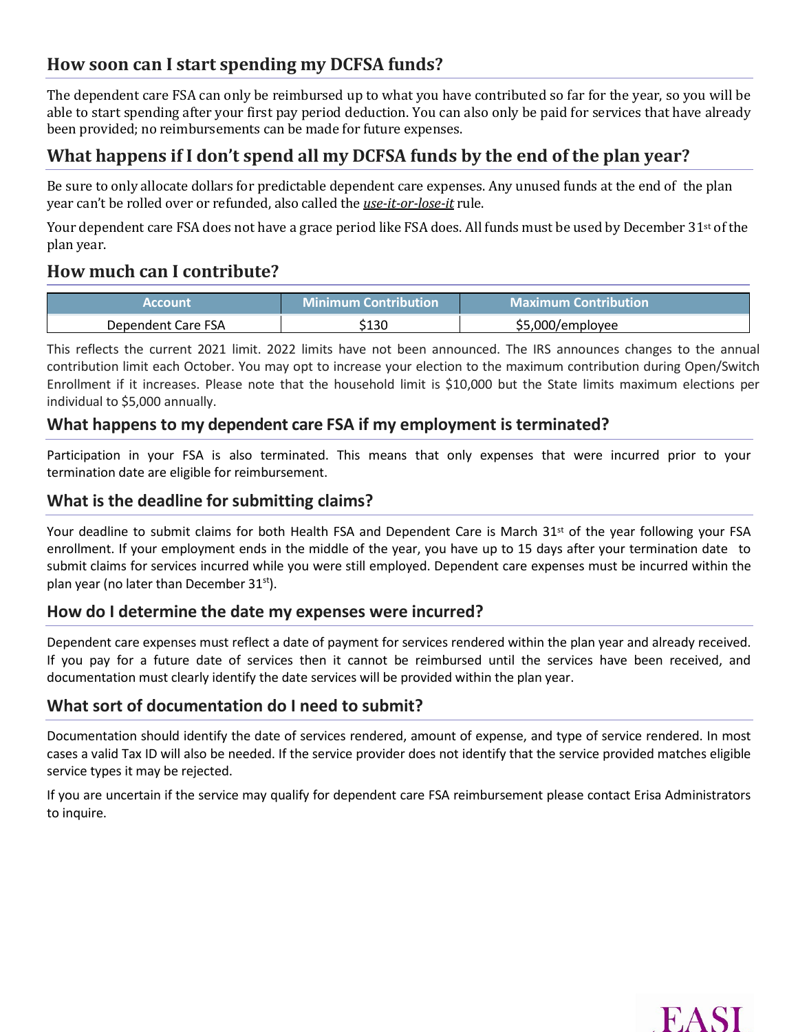## How soon can I start spending my DCFSA funds?

The dependent care FSA can only be reimbursed up to what you have contributed so far for the year, so you will be able to start spending after your first pay period deduction. You can also only be paid for services that have already been provided; no reimbursements can be made for future expenses.

## What happens if I don't spend all my DCFSA funds by the end of the plan year?

Be sure to only allocate dollars for predictable dependent care expenses. Any unused funds at the end of the plan year can't be rolled over or refunded, also called the ***use-it-or-lose-it*** rule.

Your dependent care FSA does not have a grace period like FSA does. All funds must be used by December 31st of the plan year.

## How much can I contribute?

| Account | Minimum Contribution | Maximum Contribution |
| --- | --- | --- |
| Dependent Care FSA | $130 | $5,000/employee |

This reflects the current 2021 limit. 2022 limits have not been announced. The IRS announces changes to the annual contribution limit each October. You may opt to increase your election to the maximum contribution during Open/Switch Enrollment if it increases. Please note that the household limit is $10,000 but the State limits maximum elections per individual to $5,000 annually.

## What happens to my dependent care FSA if my employment is terminated?

Participation in your FSA is also terminated. This means that only expenses that were incurred prior to your termination date are eligible for reimbursement.

## What is the deadline for submitting claims?

Your deadline to submit claims for both Health FSA and Dependent Care is March 31st of the year following your FSA enrollment. If your employment ends in the middle of the year, you have up to 15 days after your termination date to submit claims for services incurred while you were still employed. Dependent care expenses must be incurred within the plan year (no later than December 31st).

## How do I determine the date my expenses were incurred?

Dependent care expenses must reflect a date of payment for services rendered within the plan year and already received. If you pay for a future date of services then it cannot be reimbursed until the services have been received, and documentation must clearly identify the date services will be provided within the plan year.

## What sort of documentation do I need to submit?

Documentation should identify the date of services rendered, amount of expense, and type of service rendered. In most cases a valid Tax ID will also be needed. If the service provider does not identify that the service provided matches eligible service types it may be rejected.

If you are uncertain if the service may qualify for dependent care FSA reimbursement please contact Erisa Administrators to inquire.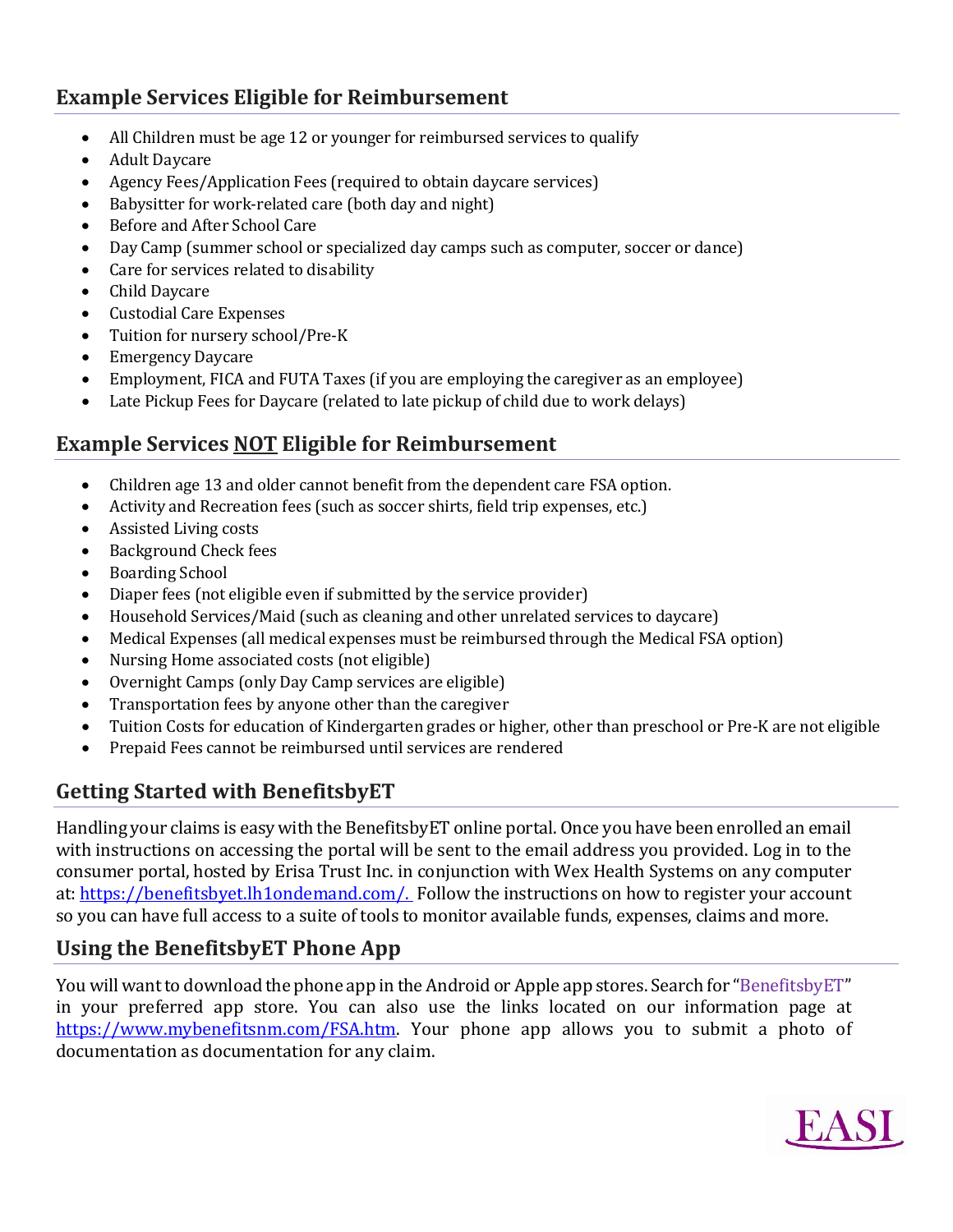## Example Services Eligible for Reimbursement

- All Children must be age 12 or younger for reimbursed services to qualify
- Adult Daycare
- Agency Fees/Application Fees (required to obtain daycare services)
- Babysitter for work-related care (both day and night)
- Before and After School Care
- Day Camp (summer school or specialized day camps such as computer, soccer or dance)
- Care for services related to disability
- Child Daycare
- Custodial Care Expenses
- Tuition for nursery school/Pre-K
- Emergency Daycare
- Employment, FICA and FUTA Taxes (if you are employing the caregiver as an employee)
- Late Pickup Fees for Daycare (related to late pickup of child due to work delays)

## Example Services NOT Eligible for Reimbursement

- Children age 13 and older cannot benefit from the dependent care FSA option.
- Activity and Recreation fees (such as soccer shirts, field trip expenses, etc.)
- Assisted Living costs
- Background Check fees
- Boarding School
- Diaper fees (not eligible even if submitted by the service provider)
- Household Services/Maid (such as cleaning and other unrelated services to daycare)
- Medical Expenses (all medical expenses must be reimbursed through the Medical FSA option)
- Nursing Home associated costs (not eligible)
- Overnight Camps (only Day Camp services are eligible)
- Transportation fees by anyone other than the caregiver
- Tuition Costs for education of Kindergarten grades or higher, other than preschool or Pre-K are not eligible
- Prepaid Fees cannot be reimbursed until services are rendered

## Getting Started with BenefitsbyET

Handling your claims is easy with the BenefitsbyET online portal. Once you have been enrolled an email with instructions on accessing the portal will be sent to the email address you provided. Log in to the consumer portal, hosted by Erisa Trust Inc. in conjunction with Wex Health Systems on any computer at: https://benefitsbyet.lh1ondemand.com/. Follow the instructions on how to register your account so you can have full access to a suite of tools to monitor available funds, expenses, claims and more.

## Using the BenefitsbyET Phone App

You will want to download the phone app in the Android or Apple app stores. Search for "BenefitsbyET" in your preferred app store. You can also use the links located on our information page at https://www.mybenefitsnm.com/FSA.htm. Your phone app allows you to submit a photo of documentation as documentation for any claim.

EASI